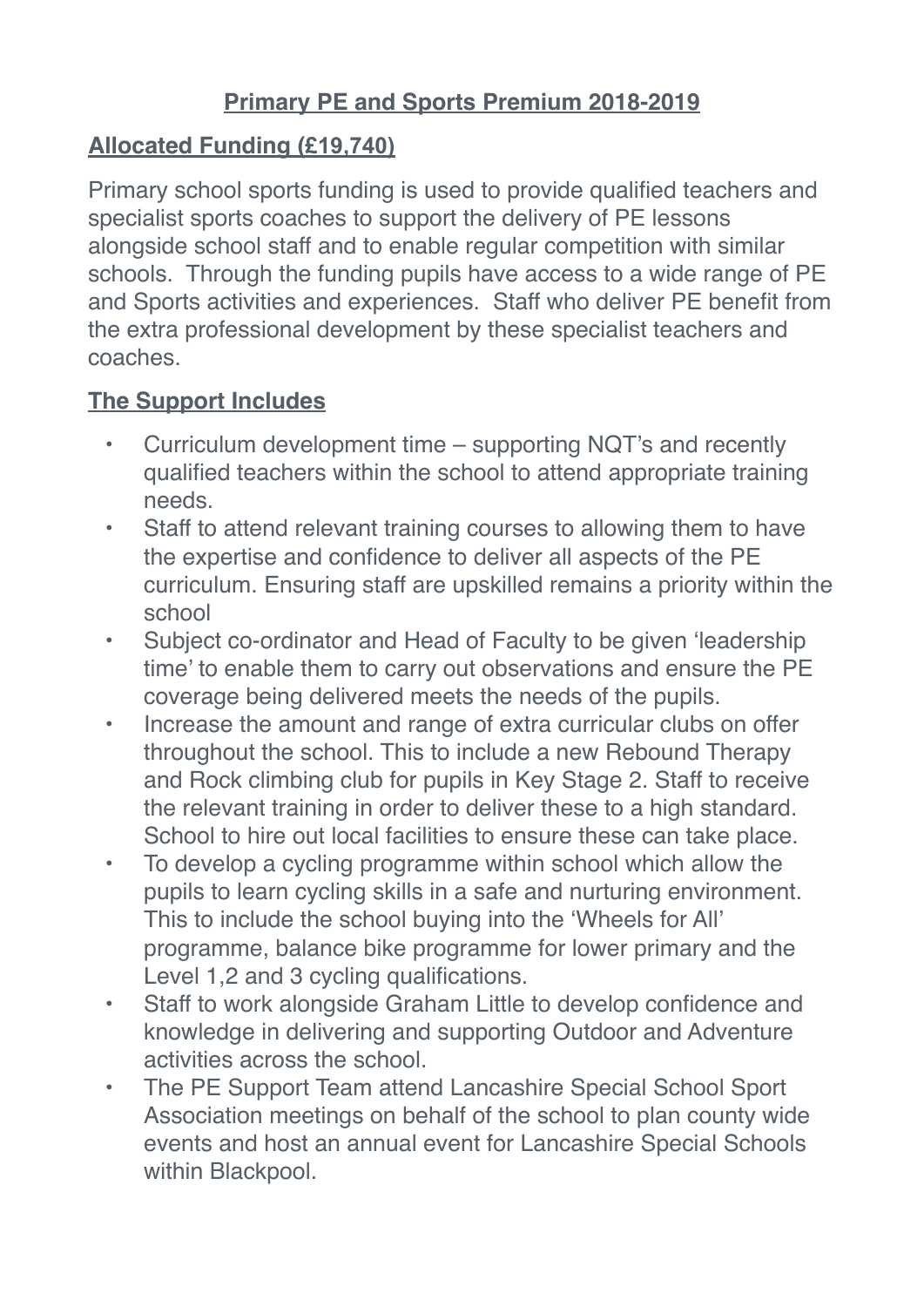# Primary PE and Sports Premium 2018-2019

## Allocated Funding (£19,740)

Primary school sports funding is used to provide qualified teachers and specialist sports coaches to support the delivery of PE lessons alongside school staff and to enable regular competition with similar schools. Through the funding pupils have access to a wide range of PE and Sports activities and experiences. Staff who deliver PE benefit from the extra professional development by these specialist teachers and coaches.

## The Support Includes

- Curriculum development time – supporting NQT's and recently qualified teachers within the school to attend appropriate training needs.
- Staff to attend relevant training courses to allowing them to have the expertise and confidence to deliver all aspects of the PE curriculum. Ensuring staff are upskilled remains a priority within the school
- Subject co-ordinator and Head of Faculty to be given 'leadership time' to enable them to carry out observations and ensure the PE coverage being delivered meets the needs of the pupils.
- Increase the amount and range of extra curricular clubs on offer throughout the school. This to include a new Rebound Therapy and Rock climbing club for pupils in Key Stage 2. Staff to receive the relevant training in order to deliver these to a high standard. School to hire out local facilities to ensure these can take place.
- To develop a cycling programme within school which allow the pupils to learn cycling skills in a safe and nurturing environment. This to include the school buying into the 'Wheels for All' programme, balance bike programme for lower primary and the Level 1,2 and 3 cycling qualifications.
- Staff to work alongside Graham Little to develop confidence and knowledge in delivering and supporting Outdoor and Adventure activities across the school.
- The PE Support Team attend Lancashire Special School Sport Association meetings on behalf of the school to plan county wide events and host an annual event for Lancashire Special Schools within Blackpool.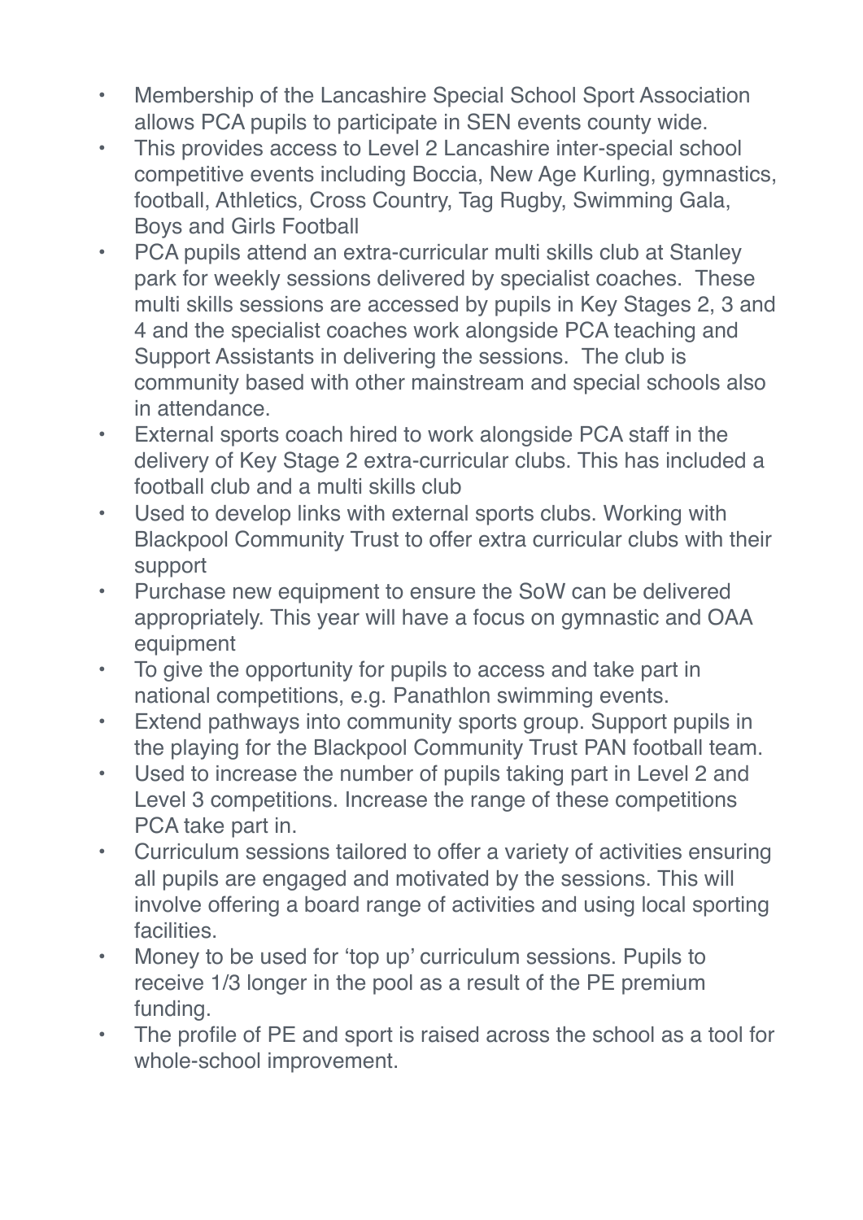- Membership of the Lancashire Special School Sport Association allows PCA pupils to participate in SEN events county wide.
- This provides access to Level 2 Lancashire inter-special school competitive events including Boccia, New Age Kurling, gymnastics, football, Athletics, Cross Country, Tag Rugby, Swimming Gala, Boys and Girls Football
- PCA pupils attend an extra-curricular multi skills club at Stanley park for weekly sessions delivered by specialist coaches. These multi skills sessions are accessed by pupils in Key Stages 2, 3 and 4 and the specialist coaches work alongside PCA teaching and Support Assistants in delivering the sessions. The club is community based with other mainstream and special schools also in attendance.
- External sports coach hired to work alongside PCA staff in the delivery of Key Stage 2 extra-curricular clubs. This has included a football club and a multi skills club
- Used to develop links with external sports clubs. Working with Blackpool Community Trust to offer extra curricular clubs with their support
- Purchase new equipment to ensure the SoW can be delivered appropriately. This year will have a focus on gymnastic and OAA equipment
- To give the opportunity for pupils to access and take part in national competitions, e.g. Panathlon swimming events.
- Extend pathways into community sports group. Support pupils in the playing for the Blackpool Community Trust PAN football team.
- Used to increase the number of pupils taking part in Level 2 and Level 3 competitions. Increase the range of these competitions PCA take part in.
- Curriculum sessions tailored to offer a variety of activities ensuring all pupils are engaged and motivated by the sessions. This will involve offering a board range of activities and using local sporting facilities.
- Money to be used for 'top up' curriculum sessions. Pupils to receive 1/3 longer in the pool as a result of the PE premium funding.
- The profile of PE and sport is raised across the school as a tool for whole-school improvement.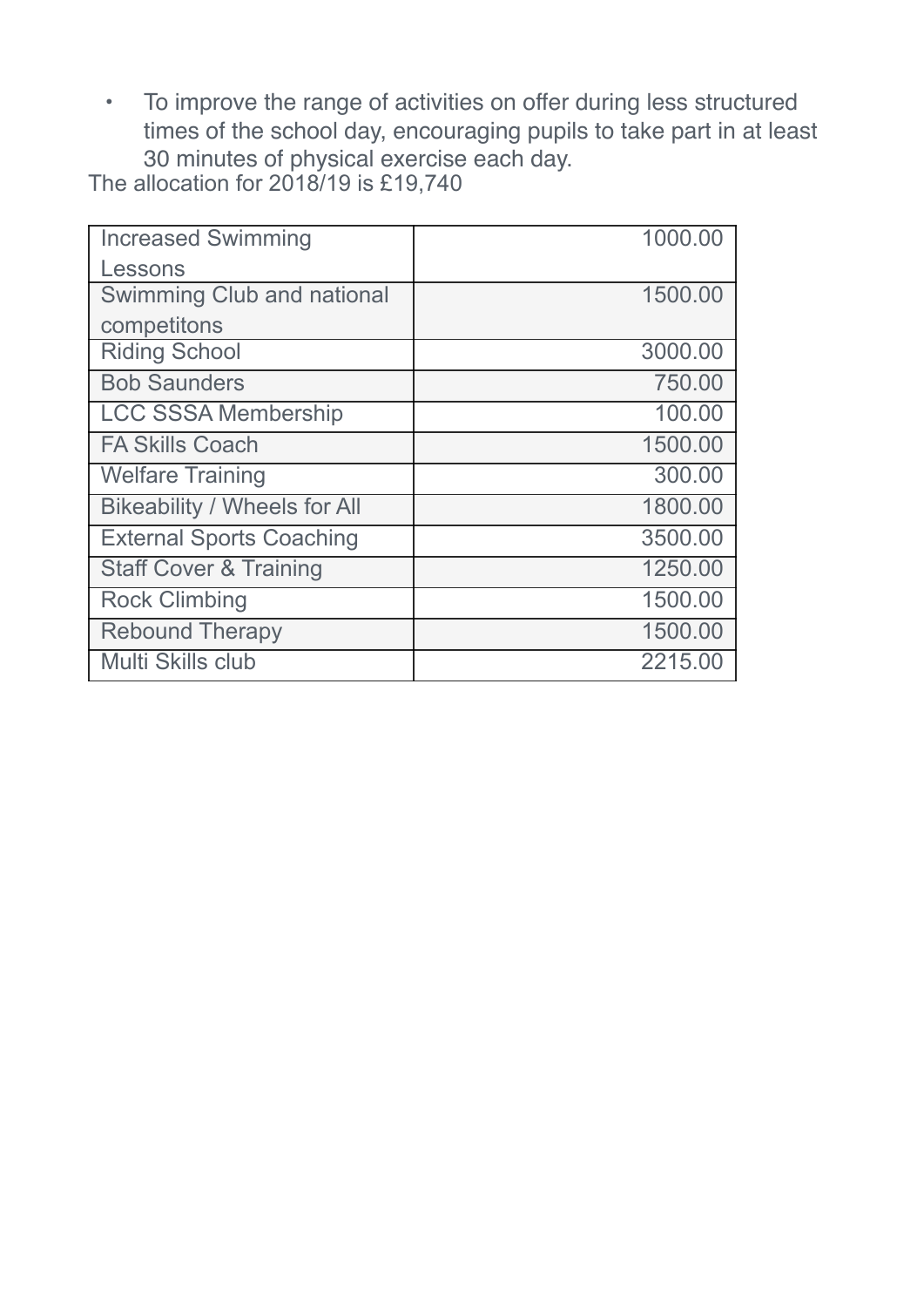- To improve the range of activities on offer during less structured times of the school day, encouraging pupils to take part in at least 30 minutes of physical exercise each day.

The allocation for 2018/19 is £19,740

| | |
|---|---|
| Increased Swimming Lessons | 1000.00 |
| Swimming Club and national competitons | 1500.00 |
| Riding School | 3000.00 |
| Bob Saunders | 750.00 |
| LCC SSSA Membership | 100.00 |
| FA Skills Coach | 1500.00 |
| Welfare Training | 300.00 |
| Bikeability / Wheels for All | 1800.00 |
| External Sports Coaching | 3500.00 |
| Staff Cover & Training | 1250.00 |
| Rock Climbing | 1500.00 |
| Rebound Therapy | 1500.00 |
| Multi Skills club | 2215.00 |